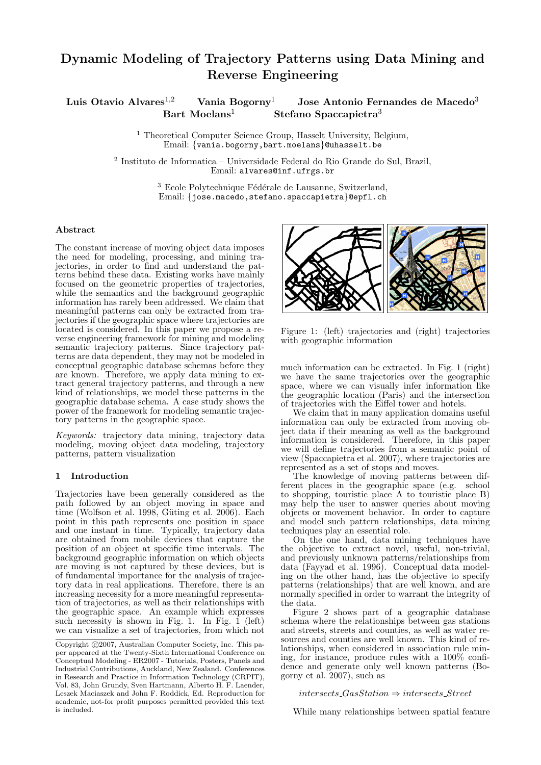# Dynamic Modeling of Trajectory Patterns using Data Mining and Reverse Engineering

**Luis Otavio Alvares**[1,2] **Vania Bogorny**[1] **Jose Antonio Fernandes de Macedo**[3] **Bart Moelans**[1] **Stefano Spaccapietra**[3]

[1] Theoretical Computer Science Group, Hasselt University, Belgium,
Email: {vania.bogorny,bart.moelans}@uhasselt.be

[2] Instituto de Informatica – Universidade Federal do Rio Grande do Sul, Brazil,
Email: alvares@inf.ufrgs.br

[3] Ecole Polytechnique Fédérale de Lausanne, Switzerland,
Email: {jose.macedo,stefano.spaccapietra}@epfl.ch

## Abstract

The constant increase of moving object data imposes the need for modeling, processing, and mining trajectories, in order to find and understand the patterns behind these data. Existing works have mainly focused on the geometric properties of trajectories, while the semantics and the background geographic information has rarely been addressed. We claim that meaningful patterns can only be extracted from trajectories if the geographic space where trajectories are located is considered. In this paper we propose a reverse engineering framework for mining and modeling semantic trajectory patterns. Since trajectory patterns are data dependent, they may not be modeled in conceptual geographic database schemas before they are known. Therefore, we apply data mining to extract general trajectory patterns, and through a new kind of relationships, we model these patterns in the geographic database schema. A case study shows the power of the framework for modeling semantic trajectory patterns in the geographic space.

*Keywords:* trajectory data mining, trajectory data modeling, moving object data modeling, trajectory patterns, pattern visualization

## 1 Introduction

Trajectories have been generally considered as the path followed by an object moving in space and time (Wolfson et al. 1998, Güting et al. 2006). Each point in this path represents one position in space and one instant in time. Typically, trajectory data are obtained from mobile devices that capture the position of an object at specific time intervals. The background geographic information on which objects are moving is not captured by these devices, but is of fundamental importance for the analysis of trajectory data in real applications. Therefore, there is an increasing necessity for a more meaningful representation of trajectories, as well as their relationships with the geographic space. An example which expresses such necessity is shown in Fig. 1. In Fig. 1 (left) we can visualize a set of trajectories, from which not much information can be extracted. In Fig. 1 (right) we have the same trajectories over the geographic space, where we can visually infer information like the geographic location (Paris) and the intersection of trajectories with the Eiffel tower and hotels.

Figure 1: (left) trajectories and (right) trajectories with geographic information

We claim that in many application domains useful information can only be extracted from moving object data if their meaning as well as the background information is considered. Therefore, in this paper we will define trajectories from a semantic point of view (Spaccapietra et al. 2007), where trajectories are represented as a set of stops and moves.

The knowledge of moving patterns between different places in the geographic space (e.g. school to shopping, touristic place A to touristic place B) may help the user to answer queries about moving objects or movement behavior. In order to capture and model such pattern relationships, data mining techniques play an essential role.

On the one hand, data mining techniques have the objective to extract novel, useful, non-trivial, and previously unknown patterns/relationships from data (Fayyad et al. 1996). Conceptual data modeling on the other hand, has the objective to specify patterns (relationships) that are well known, and are normally specified in order to warrant the integrity of the data.

Figure 2 shows part of a geographic database schema where the relationships between gas stations and streets, streets and counties, as well as water resources and counties are well known. This kind of relationships, when considered in association rule mining, for instance, produce rules with a 100% confidence and generate only well known patterns (Bogorny et al. 2007), such as

$$intersects\_GasStation \Rightarrow intersects\_Street$$

While many relationships between spatial feature

Copyright ©2007, Australian Computer Society, Inc. This paper appeared at the Twenty-Sixth International Conference on Conceptual Modeling - ER2007 - Tutorials, Posters, Panels and Industrial Contributions, Auckland, New Zealand. Conferences in Research and Practice in Information Technology (CRPIT), Vol. 83, John Grundy, Sven Hartmann, Alberto H. F. Laender, Leszek Maciaszek and John F. Roddick, Ed. Reproduction for academic, not-for profit purposes permitted provided this text is included.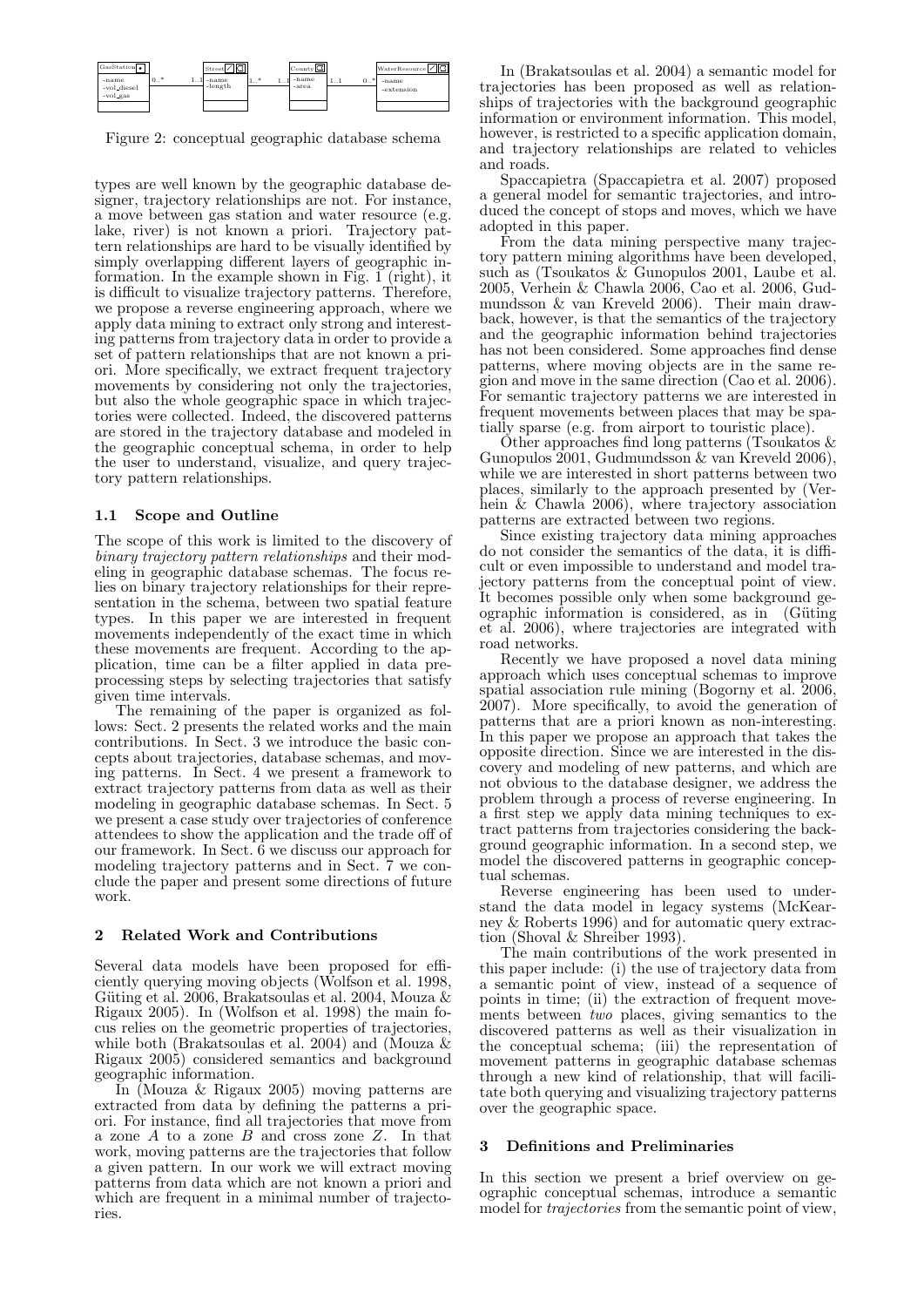| GasStation | | Street | | County | | WaterResource |
|---|---|---|---|---|---|---|
| -name -vol_diesel -vol_gas | 0..* — 1..1 | -name -length | 1..* — 1..1 | -name -area | 1..1 — 0..* | -name -extension |

Figure 2: conceptual geographic database schema

types are well known by the geographic database designer, trajectory relationships are not. For instance, a move between gas station and water resource (e.g. lake, river) is not known a priori. Trajectory pattern relationships are hard to be visually identified by simply overlapping different layers of geographic information. In the example shown in Fig. 1 (right), it is difficult to visualize trajectory patterns. Therefore, we propose a reverse engineering approach, where we apply data mining to extract only strong and interesting patterns from trajectory data in order to provide a set of pattern relationships that are not known a priori. More specifically, we extract frequent trajectory movements by considering not only the trajectories, but also the whole geographic space in which trajectories were collected. Indeed, the discovered patterns are stored in the trajectory database and modeled in the geographic conceptual schema, in order to help the user to understand, visualize, and query trajectory pattern relationships.

### 1.1 Scope and Outline

The scope of this work is limited to the discovery of *binary trajectory pattern relationships* and their modeling in geographic database schemas. The focus relies on binary trajectory relationships for their representation in the schema, between two spatial feature types. In this paper we are interested in frequent movements independently of the exact time in which these movements are frequent. According to the application, time can be a filter applied in data preprocessing steps by selecting trajectories that satisfy given time intervals.

The remaining of the paper is organized as follows: Sect. 2 presents the related works and the main contributions. In Sect. 3 we introduce the basic concepts about trajectories, database schemas, and moving patterns. In Sect. 4 we present a framework to extract trajectory patterns from data as well as their modeling in geographic database schemas. In Sect. 5 we present a case study over trajectories of conference attendees to show the application and the trade off of our framework. In Sect. 6 we discuss our approach for modeling trajectory patterns and in Sect. 7 we conclude the paper and present some directions of future work.

## 2 Related Work and Contributions

Several data models have been proposed for efficiently querying moving objects (Wolfson et al. 1998, Güting et al. 2006, Brakatsoulas et al. 2004, Mouza & Rigaux 2005). In (Wolfson et al. 1998) the main focus relies on the geometric properties of trajectories, while both (Brakatsoulas et al. 2004) and (Mouza & Rigaux 2005) considered semantics and background geographic information.

In (Mouza & Rigaux 2005) moving patterns are extracted from data by defining the patterns a priori. For instance, find all trajectories that move from a zone $A$ to a zone $B$ and cross zone $Z$. In that work, moving patterns are the trajectories that follow a given pattern. In our work we will extract moving patterns from data which are not known a priori and which are frequent in a minimal number of trajectories.

In (Brakatsoulas et al. 2004) a semantic model for trajectories has been proposed as well as relationships of trajectories with the background geographic information or environment information. This model, however, is restricted to a specific application domain, and trajectory relationships are related to vehicles and roads.

Spaccapietra (Spaccapietra et al. 2007) proposed a general model for semantic trajectories, and introduced the concept of stops and moves, which we have adopted in this paper.

From the data mining perspective many trajectory pattern mining algorithms have been developed, such as (Tsoukatos & Gunopulos 2001, Laube et al. 2005, Verhein & Chawla 2006, Cao et al. 2006, Gudmundsson & van Kreveld 2006). Their main drawback, however, is that the semantics of the trajectory and the geographic information behind trajectories has not been considered. Some approaches find dense patterns, where moving objects are in the same region and move in the same direction (Cao et al. 2006). For semantic trajectory patterns we are interested in frequent movements between places that may be spatially sparse (e.g. from airport to touristic place).

Other approaches find long patterns (Tsoukatos & Gunopulos 2001, Gudmundsson & van Kreveld 2006), while we are interested in short patterns between two places, similarly to the approach presented by (Verhein & Chawla 2006), where trajectory association patterns are extracted between two regions.

Since existing trajectory data mining approaches do not consider the semantics of the data, it is difficult or even impossible to understand and model trajectory patterns from the conceptual point of view. It becomes possible only when some background geographic information is considered, as in (Güting et al. 2006), where trajectories are integrated with road networks.

Recently we have proposed a novel data mining approach which uses conceptual schemas to improve spatial association rule mining (Bogorny et al. 2006, 2007). More specifically, to avoid the generation of patterns that are a priori known as non-interesting. In this paper we propose an approach that takes the opposite direction. Since we are interested in the discovery and modeling of new patterns, and which are not obvious to the database designer, we address the problem through a process of reverse engineering. In a first step we apply data mining techniques to extract patterns from trajectories considering the background geographic information. In a second step, we model the discovered patterns in geographic conceptual schemas.

Reverse engineering has been used to understand the data model in legacy systems (McKearney & Roberts 1996) and for automatic query extraction (Shoval & Shreiber 1993).

The main contributions of the work presented in this paper include: (i) the use of trajectory data from a semantic point of view, instead of a sequence of points in time; (ii) the extraction of frequent movements between *two* places, giving semantics to the discovered patterns as well as their visualization in the conceptual schema; (iii) the representation of movement patterns in geographic database schemas through a new kind of relationship, that will facilitate both querying and visualizing trajectory patterns over the geographic space.

## 3 Definitions and Preliminaries

In this section we present a brief overview on geographic conceptual schemas, introduce a semantic model for *trajectories* from the semantic point of view,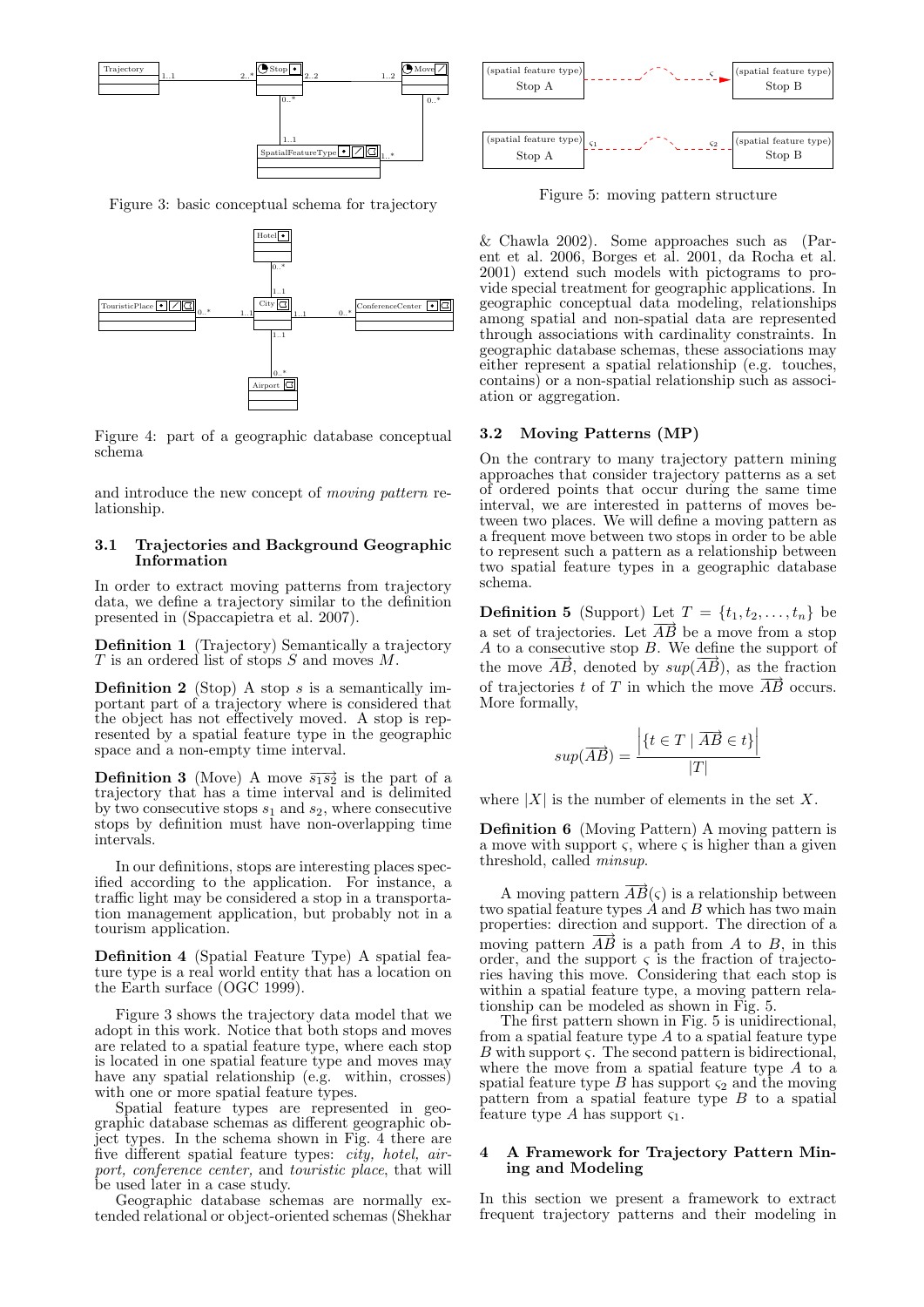Figure 3: basic conceptual schema for trajectory

Figure 4: part of a geographic database conceptual schema

and introduce the new concept of *moving pattern* relationship.

### 3.1 Trajectories and Background Geographic Information

In order to extract moving patterns from trajectory data, we define a trajectory similar to the definition presented in (Spaccapietra et al. 2007).

**Definition 1** (Trajectory) Semantically a trajectory $T$ is an ordered list of stops $S$ and moves $M$.

**Definition 2** (Stop) A stop $s$ is a semantically important part of a trajectory where is considered that the object has not effectively moved. A stop is represented by a spatial feature type in the geographic space and a non-empty time interval.

**Definition 3** (Move) A move $\overrightarrow{s_1 s_2}$ is the part of a trajectory that has a time interval and is delimited by two consecutive stops $s_1$ and $s_2$, where consecutive stops by definition must have non-overlapping time intervals.

In our definitions, stops are interesting places specified according to the application. For instance, a traffic light may be considered a stop in a transportation management application, but probably not in a tourism application.

**Definition 4** (Spatial Feature Type) A spatial feature type is a real world entity that has a location on the Earth surface (OGC 1999).

Figure 3 shows the trajectory data model that we adopt in this work. Notice that both stops and moves are related to a spatial feature type, where each stop is located in one spatial feature type and moves may have any spatial relationship (e.g. within, crosses) with one or more spatial feature types.

Spatial feature types are represented in geographic database schemas as different geographic object types. In the schema shown in Fig. 4 there are five different spatial feature types: *city, hotel, airport, conference center,* and *touristic place*, that will be used later in a case study.

Geographic database schemas are normally extended relational or object-oriented schemas (Shekhar & Chawla 2002). Some approaches such as (Parent et al. 2006, Borges et al. 2001, da Rocha et al. 2001) extend such models with pictograms to provide special treatment for geographic applications. In geographic conceptual data modeling, relationships among spatial and non-spatial data are represented through associations with cardinality constraints. In geographic database schemas, these associations may either represent a spatial relationship (e.g. touches, contains) or a non-spatial relationship such as association or aggregation.

Figure 5: moving pattern structure

### 3.2 Moving Patterns (MP)

On the contrary to many trajectory pattern mining approaches that consider trajectory patterns as a set of ordered points that occur during the same time interval, we are interested in patterns of moves between two places. We will define a moving pattern as a frequent move between two stops in order to be able to represent such a pattern as a relationship between two spatial feature types in a geographic database schema.

**Definition 5** (Support) Let $T = \{t_1, t_2, \ldots, t_n\}$ be a set of trajectories. Let $\overrightarrow{AB}$ be a move from a stop $A$ to a consecutive stop $B$. We define the support of the move $\overrightarrow{AB}$, denoted by $sup(\overrightarrow{AB})$, as the fraction of trajectories $t$ of $T$ in which the move $\overrightarrow{AB}$ occurs. More formally,

$$sup(\overrightarrow{AB}) = \frac{\left|\{t \in T \mid \overrightarrow{AB} \in t\}\right|}{|T|}$$

where $|X|$ is the number of elements in the set $X$.

**Definition 6** (Moving Pattern) A moving pattern is a move with support $\varsigma$, where $\varsigma$ is higher than a given threshold, called *minsup*.

A moving pattern $\overrightarrow{AB}(\varsigma)$ is a relationship between two spatial feature types $A$ and $B$ which has two main properties: direction and support. The direction of a moving pattern $\overrightarrow{AB}$ is a path from $A$ to $B$, in this order, and the support $\varsigma$ is the fraction of trajectories having this move. Considering that each stop is within a spatial feature type, a moving pattern relationship can be modeled as shown in Fig. 5.

The first pattern shown in Fig. 5 is unidirectional, from a spatial feature type $A$ to a spatial feature type $B$ with support $\varsigma$. The second pattern is bidirectional, where the move from a spatial feature type $A$ to a spatial feature type $B$ has support $\varsigma_2$ and the moving pattern from a spatial feature type $B$ to a spatial feature type $A$ has support $\varsigma_1$.

## 4 A Framework for Trajectory Pattern Mining and Modeling

In this section we present a framework to extract frequent trajectory patterns and their modeling in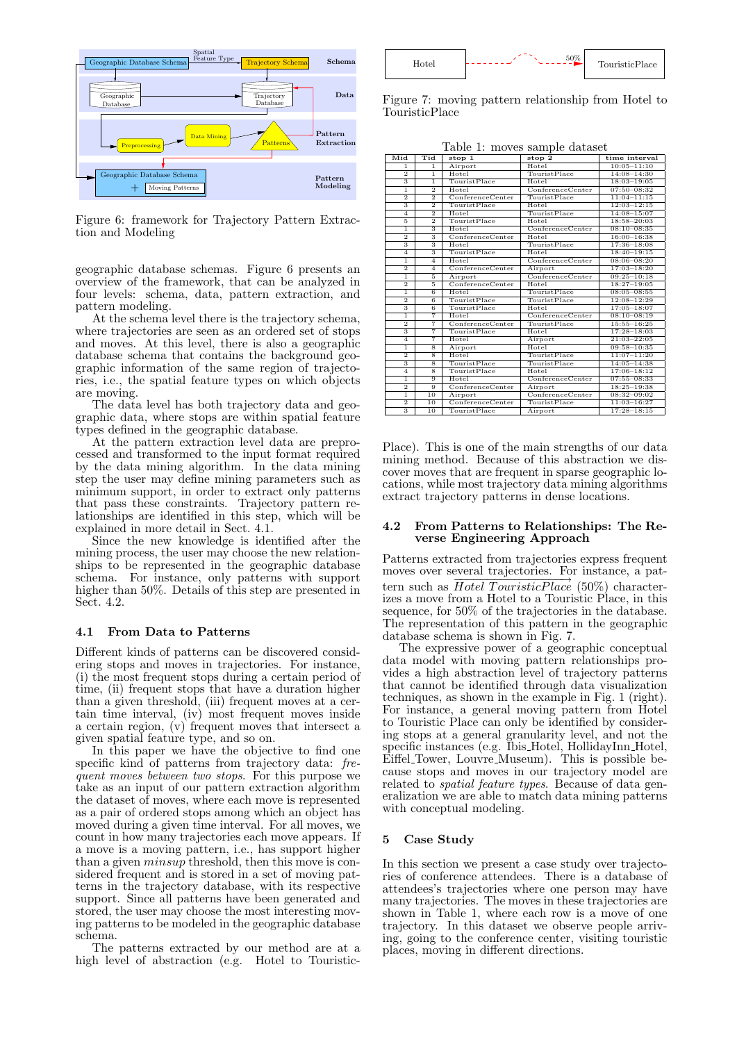Figure 6: framework for Trajectory Pattern Extraction and Modeling

geographic database schemas. Figure 6 presents an overview of the framework, that can be analyzed in four levels: schema, data, pattern extraction, and pattern modeling.

At the schema level there is the trajectory schema, where trajectories are seen as an ordered set of stops and moves. At this level, there is also a geographic database schema that contains the background geographic information of the same region of trajectories, i.e., the spatial feature types on which objects are moving.

The data level has both trajectory data and geographic data, where stops are within spatial feature types defined in the geographic database.

At the pattern extraction level data are preprocessed and transformed to the input format required by the data mining algorithm. In the data mining step the user may define mining parameters such as minimum support, in order to extract only patterns that pass these constraints. Trajectory pattern relationships are identified in this step, which will be explained in more detail in Sect. 4.1.

Since the new knowledge is identified after the mining process, the user may choose the new relationships to be represented in the geographic database schema. For instance, only patterns with support higher than 50%. Details of this step are presented in Sect. 4.2.

### 4.1 From Data to Patterns

Different kinds of patterns can be discovered considering stops and moves in trajectories. For instance, (i) the most frequent stops during a certain period of time, (ii) frequent stops that have a duration higher than a given threshold, (iii) frequent moves at a certain time interval, (iv) most frequent moves inside a certain region, (v) frequent moves that intersect a given spatial feature type, and so on.

In this paper we have the objective to find one specific kind of patterns from trajectory data: *frequent moves between two stops*. For this purpose we take as an input of our pattern extraction algorithm the dataset of moves, where each move is represented as a pair of ordered stops among which an object has moved during a given time interval. For all moves, we count in how many trajectories each move appears. If a move is a moving pattern, i.e., has support higher than a given *minsup* threshold, then this move is considered frequent and is stored in a set of moving patterns in the trajectory database, with its respective support. Since all patterns have been generated and stored, the user may choose the most interesting moving patterns to be modeled in the geographic database schema.

The patterns extracted by our method are at a high level of abstraction (e.g. Hotel to TouristicPlace). This is one of the main strengths of our data mining method. Because of this abstraction we discover moves that are frequent in sparse geographic locations, while most trajectory data mining algorithms extract trajectory patterns in dense locations.

Figure 7: moving pattern relationship from Hotel to TouristicPlace

Table 1: moves sample dataset

| Mid | Tid | stop 1 | stop 2 | time interval |
|---|---|---|---|---|
| 1 | 1 | Airport | Hotel | 10:05–11:10 |
| 2 | 1 | Hotel | TouristPlace | 14:08–14:30 |
| 3 | 1 | TouristPlace | Hotel | 18:03–19:05 |
| 1 | 2 | Hotel | ConferenceCenter | 07:50–08:32 |
| 2 | 2 | ConferenceCenter | Hotel | 11:04–11:15 |
| 3 | 2 | TouristPlace | Hotel | 12:03–12:15 |
| 4 | 2 | Hotel | TouristPlace | 14:08–15:07 |
| 5 | 2 | TouristPlace | Hotel | 18:58–20:03 |
| 1 | 3 | Hotel | ConferenceCenter | 08:10–08:35 |
| 2 | 3 | ConferenceCenter | Hotel | 16:00–16:38 |
| 3 | 3 | Hotel | TouristPlace | 17:36–18:08 |
| 4 | 3 | TouristPlace | Hotel | 18:40–19:15 |
| 1 | 4 | Hotel | ConferenceCenter | 08:06–08:20 |
| 2 | 4 | ConferenceCenter | Airport | 17:03–18:20 |
| 1 | 5 | Airport | ConferenceCenter | 09:25–10:18 |
| 2 | 5 | ConferenceCenter | Hotel | 18:27–19:05 |
| 1 | 6 | Hotel | TouristPlace | 08:05–08:55 |
| 2 | 6 | TouristPlace | TouristPlace | 12:08–12:29 |
| 3 | 6 | TouristPlace | Hotel | 17:05–18:07 |
| 1 | 7 | Hotel | ConferenceCenter | 08:10–08:19 |
| 2 | 7 | ConferenceCenter | TouristPlace | 15:55–16:25 |
| 3 | 7 | TouristPlace | Hotel | 17:28–18:03 |
| 4 | 7 | Hotel | Airport | 21:03–22:05 |
| 1 | 8 | Airport | Hotel | 09:58–10:35 |
| 2 | 8 | Hotel | TouristPlace | 11:07–11:20 |
| 3 | 8 | TouristPlace | TouristPlace | 14:05–14:38 |
| 4 | 8 | TouristPlace | Hotel | 17:06–18:12 |
| 1 | 9 | Hotel | ConferenceCenter | 07:55–08:33 |
| 2 | 9 | ConferenceCenter | Airport | 18:25–19:38 |
| 1 | 10 | Airport | ConferenceCenter | 08:32–09:02 |
| 2 | 10 | ConferenceCenter | TouristPlace | 11:03–16:27 |
| 3 | 10 | TouristPlace | Airport | 17:28–18:15 |

### 4.2 From Patterns to Relationships: The Reverse Engineering Approach

Patterns extracted from trajectories express frequent moves over several trajectories. For instance, a pattern such as $\overrightarrow{Hotel\ TouristicPlace}$ (50%) characterizes a move from a Hotel to a Touristic Place, in this sequence, for 50% of the trajectories in the database. The representation of this pattern in the geographic database schema is shown in Fig. 7.

The expressive power of a geographic conceptual data model with moving pattern relationships provides a high abstraction level of trajectory patterns that cannot be identified through data visualization techniques, as shown in the example in Fig. 1 (right). For instance, a general moving pattern from Hotel to Touristic Place can only be identified by considering stops at a general granularity level, and not the specific instances (e.g. Ibis_Hotel, HollidayInn_Hotel, Eiffel_Tower, Louvre_Museum). This is possible because stops and moves in our trajectory model are related to *spatial feature types*. Because of data generalization we are able to match data mining patterns with conceptual modeling.

## 5 Case Study

In this section we present a case study over trajectories of conference attendees. There is a database of attendees's trajectories where one person may have many trajectories. The moves in these trajectories are shown in Table 1, where each row is a move of one trajectory. In this dataset we observe people arriving, going to the conference center, visiting touristic places, moving in different directions.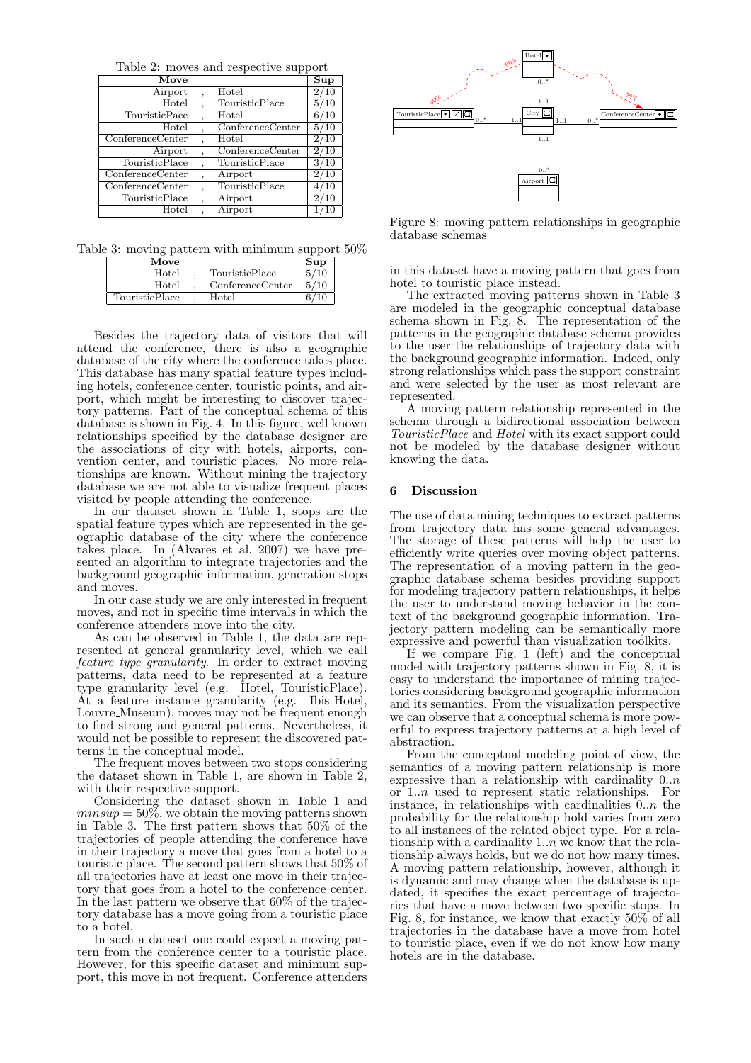Table 2: moves and respective support

| Move | | | Sup |
|---|---|---|---|
| Airport | , | Hotel | 2/10 |
| Hotel | , | TouristicPlace | 5/10 |
| TouristicPace | , | Hotel | 6/10 |
| Hotel | , | ConferenceCenter | 5/10 |
| ConferenceCenter | , | Hotel | 2/10 |
| Airport | , | ConferenceCenter | 2/10 |
| TouristicPlace | , | TouristicPlace | 3/10 |
| ConferenceCenter | , | Airport | 2/10 |
| ConferenceCenter | , | TouristicPlace | 4/10 |
| TouristicPlace | , | Airport | 2/10 |
| Hotel | , | Airport | 1/10 |

Table 3: moving pattern with minimum support 50%

| Move | | | Sup |
|---|---|---|---|
| Hotel | , | TouristicPlace | 5/10 |
| Hotel | , | ConferenceCenter | 5/10 |
| TouristicPlace | , | Hotel | 6/10 |

Besides the trajectory data of visitors that will attend the conference, there is also a geographic database of the city where the conference takes place. This database has many spatial feature types including hotels, conference center, touristic points, and airport, which might be interesting to discover trajectory patterns. Part of the conceptual schema of this database is shown in Fig. 4. In this figure, well known relationships specified by the database designer are the associations of city with hotels, airports, convention center, and touristic places. No more relationships are known. Without mining the trajectory database we are not able to visualize frequent places visited by people attending the conference.

In our dataset shown in Table 1, stops are the spatial feature types which are represented in the geographic database of the city where the conference takes place. In (Alvares et al. 2007) we have presented an algorithm to integrate trajectories and the background geographic information, generation stops and moves.

In our case study we are only interested in frequent moves, and not in specific time intervals in which the conference attenders move into the city.

As can be observed in Table 1, the data are represented at general granularity level, which we call *feature type granularity*. In order to extract moving patterns, data need to be represented at a feature type granularity level (e.g. Hotel, TouristicPlace). At a feature instance granularity (e.g. Ibis_Hotel, Louvre_Museum), moves may not be frequent enough to find strong and general patterns. Nevertheless, it would not be possible to represent the discovered patterns in the conceptual model.

The frequent moves between two stops considering the dataset shown in Table 1, are shown in Table 2, with their respective support.

Considering the dataset shown in Table 1 and $minsup = 50\%$, we obtain the moving patterns shown in Table 3. The first pattern shows that 50% of the trajectories of people attending the conference have in their trajectory a move that goes from a hotel to a touristic place. The second pattern shows that 50% of all trajectories have at least one move in their trajectory that goes from a hotel to the conference center. In the last pattern we observe that 60% of the trajectory database has a move going from a touristic place to a hotel.

In such a dataset one could expect a moving pattern from the conference center to a touristic place. However, for this specific dataset and minimum support, this move in not frequent. Conference attenders in this dataset have a moving pattern that goes from hotel to touristic place instead.

Figure 8: moving pattern relationships in geographic database schemas

The extracted moving patterns shown in Table 3 are modeled in the geographic conceptual database schema shown in Fig. 8. The representation of the patterns in the geographic database schema provides to the user the relationships of trajectory data with the background geographic information. Indeed, only strong relationships which pass the support constraint and were selected by the user as most relevant are represented.

A moving pattern relationship represented in the schema through a bidirectional association between *TouristicPlace* and *Hotel* with its exact support could not be modeled by the database designer without knowing the data.

## 6 Discussion

The use of data mining techniques to extract patterns from trajectory data has some general advantages. The storage of these patterns will help the user to efficiently write queries over moving object patterns. The representation of a moving pattern in the geographic database schema besides providing support for modeling trajectory pattern relationships, it helps the user to understand moving behavior in the context of the background geographic information. Trajectory pattern modeling can be semantically more expressive and powerful than visualization toolkits.

If we compare Fig. 1 (left) and the conceptual model with trajectory patterns shown in Fig. 8, it is easy to understand the importance of mining trajectories considering background geographic information and its semantics. From the visualization perspective we can observe that a conceptual schema is more powerful to express trajectory patterns at a high level of abstraction.

From the conceptual modeling point of view, the semantics of a moving pattern relationship is more expressive than a relationship with cardinality $0..n$ or $1..n$ used to represent static relationships. For instance, in relationships with cardinalities $0..n$ the probability for the relationship hold varies from zero to all instances of the related object type. For a relationship with a cardinality $1..n$ we know that the relationship always holds, but we do not how many times. A moving pattern relationship, however, although it is dynamic and may change when the database is updated, it specifies the exact percentage of trajectories that have a move between two specific stops. In Fig. 8, for instance, we know that exactly 50% of all trajectories in the database have a move from hotel to touristic place, even if we do not know how many hotels are in the database.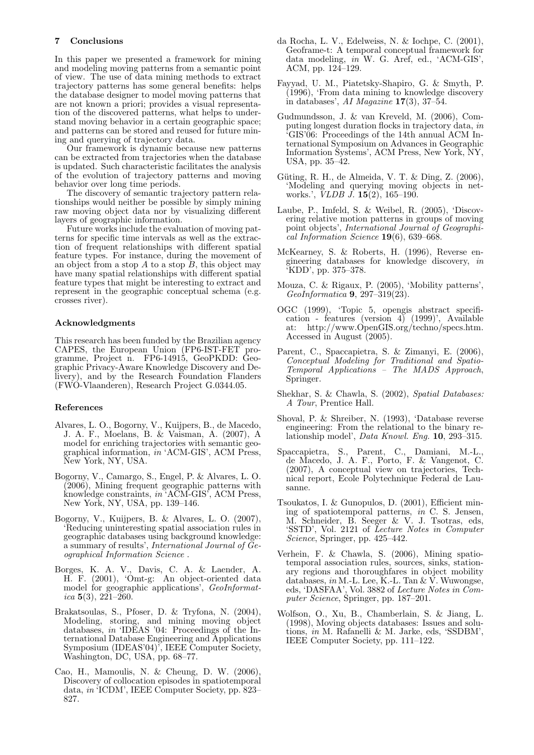## 7 Conclusions

In this paper we presented a framework for mining and modeling moving patterns from a semantic point of view. The use of data mining methods to extract trajectory patterns has some general benefits: helps the database designer to model moving patterns that are not known a priori; provides a visual representation of the discovered patterns, what helps to understand moving behavior in a certain geographic space; and patterns can be stored and reused for future mining and querying of trajectory data.

Our framework is dynamic because new patterns can be extracted from trajectories when the database is updated. Such characteristic facilitates the analysis of the evolution of trajectory patterns and moving behavior over long time periods.

The discovery of semantic trajectory pattern relationships would neither be possible by simply mining raw moving object data nor by visualizing different layers of geographic information.

Future works include the evaluation of moving patterns for specific time intervals as well as the extraction of frequent relationships with different spatial feature types. For instance, during the movement of an object from a stop $A$ to a stop $B$, this object may have many spatial relationships with different spatial feature types that might be interesting to extract and represent in the geographic conceptual schema (e.g. crosses river).

### Acknowledgments

This research has been funded by the Brazilian agency CAPES, the European Union (FP6-IST-FET programme, Project n. FP6-14915, GeoPKDD: Geographic Privacy-Aware Knowledge Discovery and Delivery), and by the Research Foundation Flanders (FWO-Vlaanderen), Research Project G.0344.05.

### References

Alvares, L. O., Bogorny, V., Kuijpers, B., de Macedo, J. A. F., Moelans, B. & Vaisman, A. (2007), A model for enriching trajectories with semantic geographical information, *in* 'ACM-GIS', ACM Press, New York, NY, USA.

Bogorny, V., Camargo, S., Engel, P. & Alvares, L. O. (2006), Mining frequent geographic patterns with knowledge constraints, *in* 'ACM-GIS', ACM Press, New York, NY, USA, pp. 139–146.

Bogorny, V., Kuijpers, B. & Alvares, L. O. (2007), 'Reducing uninteresting spatial association rules in geographic databases using background knowledge: a summary of results', *International Journal of Geographical Information Science* .

Borges, K. A. V., Davis, C. A. & Laender, A. H. F. (2001), 'Omt-g: An object-oriented data model for geographic applications', *GeoInformatica* **5**(3), 221–260.

Brakatsoulas, S., Pfoser, D. & Tryfona, N. (2004), Modeling, storing, and mining moving object databases, *in* 'IDEAS '04: Proceedings of the International Database Engineering and Applications Symposium (IDEAS'04)', IEEE Computer Society, Washington, DC, USA, pp. 68–77.

Cao, H., Mamoulis, N. & Cheung, D. W. (2006), Discovery of collocation episodes in spatiotemporal data, *in* 'ICDM', IEEE Computer Society, pp. 823–827.

da Rocha, L. V., Edelweiss, N. & Iochpe, C. (2001), Geoframe-t: A temporal conceptual framework for data modeling, *in* W. G. Aref, ed., 'ACM-GIS', ACM, pp. 124–129.

Fayyad, U. M., Piatetsky-Shapiro, G. & Smyth, P. (1996), 'From data mining to knowledge discovery in databases', *AI Magazine* **17**(3), 37–54.

Gudmundsson, J. & van Kreveld, M. (2006), Computing longest duration flocks in trajectory data, *in* 'GIS'06: Proceedings of the 14th annual ACM International Symposium on Advances in Geographic Information Systems', ACM Press, New York, NY, USA, pp. 35–42.

Güting, R. H., de Almeida, V. T. & Ding, Z. (2006), 'Modeling and querying moving objects in networks.', *VLDB J.* **15**(2), 165–190.

Laube, P., Imfeld, S. & Weibel, R. (2005), 'Discovering relative motion patterns in groups of moving point objects', *International Journal of Geographical Information Science* **19**(6), 639–668.

McKearney, S. & Roberts, H. (1996), Reverse engineering databases for knowledge discovery, *in* 'KDD', pp. 375–378.

Mouza, C. & Rigaux, P. (2005), 'Mobility patterns', *GeoInformatica* **9**, 297–319(23).

OGC (1999), 'Topic 5, opengis abstract specification - features (version 4) (1999)', Available at: http://www.OpenGIS.org/techno/specs.htm. Accessed in August (2005).

Parent, C., Spaccapietra, S. & Zimanyi, E. (2006), *Conceptual Modeling for Traditional and Spatio-Temporal Applications – The MADS Approach*, Springer.

Shekhar, S. & Chawla, S. (2002), *Spatial Databases: A Tour*, Prentice Hall.

Shoval, P. & Shreiber, N. (1993), 'Database reverse engineering: From the relational to the binary relationship model', *Data Knowl. Eng.* **10**, 293–315.

Spaccapietra, S., Parent, C., Damiani, M.-L., de Macedo, J. A. F., Porto, F. & Vangenot, C. (2007), A conceptual view on trajectories, Technical report, Ecole Polytechnique Federal de Lausanne.

Tsoukatos, I. & Gunopulos, D. (2001), Efficient mining of spatiotemporal patterns, *in* C. S. Jensen, M. Schneider, B. Seeger & V. J. Tsotras, eds, 'SSTD', Vol. 2121 of *Lecture Notes in Computer Science*, Springer, pp. 425–442.

Verhein, F. & Chawla, S. (2006), Mining spatio-temporal association rules, sources, sinks, stationary regions and thoroughfares in object mobility databases, *in* M.-L. Lee, K.-L. Tan & V. Wuwongse, eds, 'DASFAA', Vol. 3882 of *Lecture Notes in Computer Science*, Springer, pp. 187–201.

Wolfson, O., Xu, B., Chamberlain, S. & Jiang, L. (1998), Moving objects databases: Issues and solutions, *in* M. Rafanelli & M. Jarke, eds, 'SSDBM', IEEE Computer Society, pp. 111–122.